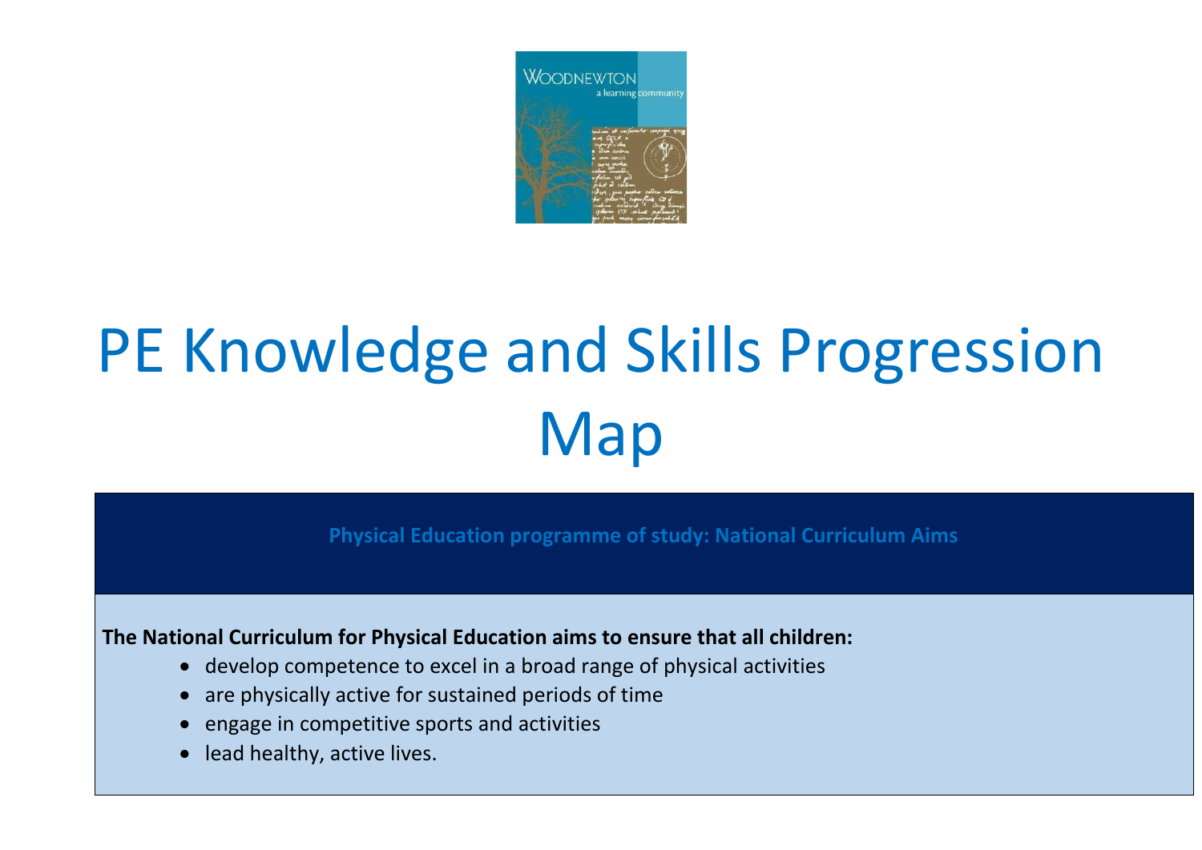WOODNEWTON
a learning community

# PE Knowledge and Skills Progression Map

## Physical Education programme of study: National Curriculum Aims

**The National Curriculum for Physical Education aims to ensure that all children:**

- develop competence to excel in a broad range of physical activities
- are physically active for sustained periods of time
- engage in competitive sports and activities
- lead healthy, active lives.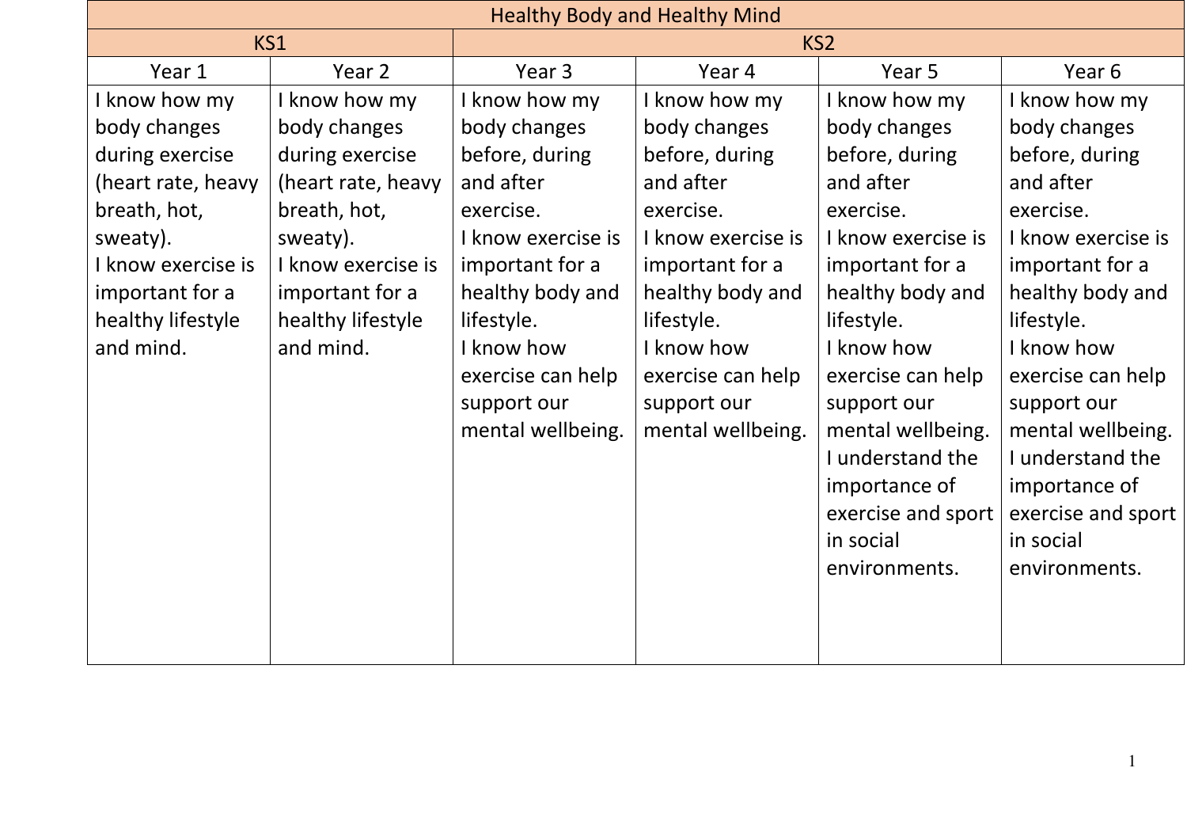| Healthy Body and Healthy Mind | | | | | |
|---|---|---|---|---|---|
| KS1 | | KS2 | | | |
| Year 1 | Year 2 | Year 3 | Year 4 | Year 5 | Year 6 |
| I know how my body changes during exercise (heart rate, heavy breath, hot, sweaty).<br>I know exercise is important for a healthy lifestyle and mind. | I know how my body changes during exercise (heart rate, heavy breath, hot, sweaty).<br>I know exercise is important for a healthy lifestyle and mind. | I know how my body changes before, during and after exercise.<br>I know exercise is important for a healthy body and lifestyle.<br>I know how exercise can help support our mental wellbeing. | I know how my body changes before, during and after exercise.<br>I know exercise is important for a healthy body and lifestyle.<br>I know how exercise can help support our mental wellbeing. | I know how my body changes before, during and after exercise.<br>I know exercise is important for a healthy body and lifestyle.<br>I know how exercise can help support our mental wellbeing.<br>I understand the importance of exercise and sport in social environments. | I know how my body changes before, during and after exercise.<br>I know exercise is important for a healthy body and lifestyle.<br>I know how exercise can help support our mental wellbeing.<br>I understand the importance of exercise and sport in social environments. |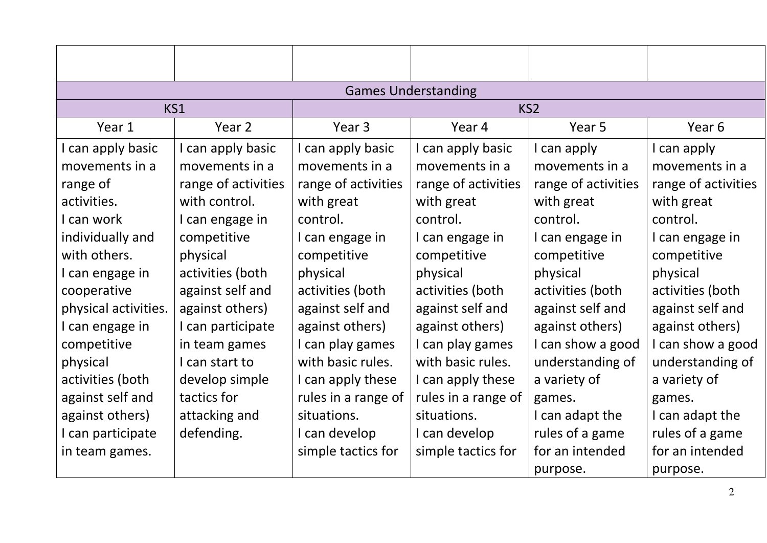| | | | | | |
|---|---|---|---|---|---|
| Games Understanding | | | | | |
| KS1 | | KS2 | | | |
| Year 1 | Year 2 | Year 3 | Year 4 | Year 5 | Year 6 |
| I can apply basic movements in a range of activities.<br>I can work individually and with others.<br>I can engage in cooperative physical activities.<br>I can engage in competitive physical activities (both against self and against others)<br>I can participate in team games. | I can apply basic movements in a range of activities with control.<br>I can engage in competitive physical activities (both against self and against others)<br>I can participate in team games<br>I can start to develop simple tactics for attacking and defending. | I can apply basic movements in a range of activities with great control.<br>I can engage in competitive physical activities (both against self and against others)<br>I can play games with basic rules.<br>I can apply these rules in a range of situations.<br>I can develop simple tactics for | I can apply basic movements in a range of activities with great control.<br>I can engage in competitive physical activities (both against self and against others)<br>I can play games with basic rules.<br>I can apply these rules in a range of situations.<br>I can develop simple tactics for | I can apply movements in a range of activities with great control.<br>I can engage in competitive physical activities (both against self and against others)<br>I can show a good understanding of a variety of games.<br>I can adapt the rules of a game for an intended purpose. | I can apply movements in a range of activities with great control.<br>I can engage in competitive physical activities (both against self and against others)<br>I can show a good understanding of a variety of games.<br>I can adapt the rules of a game for an intended purpose. |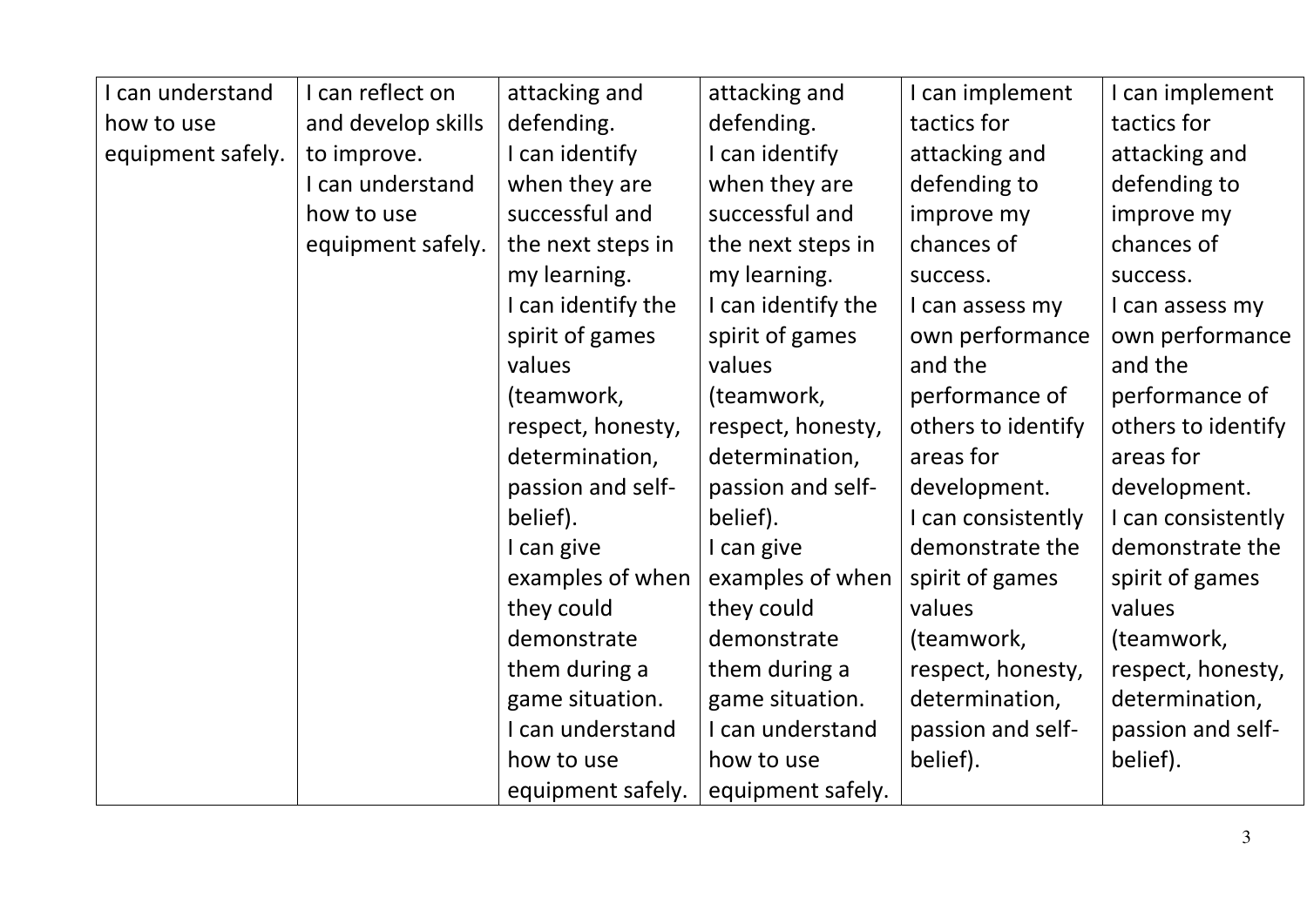| | | | | | |
|---|---|---|---|---|---|
| I can understand how to use equipment safely. | I can reflect on and develop skills to improve. I can understand how to use equipment safely. | attacking and defending. I can identify when they are successful and the next steps in my learning. I can identify the spirit of games values (teamwork, respect, honesty, determination, passion and self-belief). I can give examples of when they could demonstrate them during a game situation. I can understand how to use equipment safely. | attacking and defending. I can identify when they are successful and the next steps in my learning. I can identify the spirit of games values (teamwork, respect, honesty, determination, passion and self-belief). I can give examples of when they could demonstrate them during a game situation. I can understand how to use equipment safely. | I can implement tactics for attacking and defending to improve my chances of success. I can assess my own performance and the performance of others to identify areas for development. I can consistently demonstrate the spirit of games values (teamwork, respect, honesty, determination, passion and self-belief). | I can implement tactics for attacking and defending to improve my chances of success. I can assess my own performance and the performance of others to identify areas for development. I can consistently demonstrate the spirit of games values (teamwork, respect, honesty, determination, passion and self-belief). |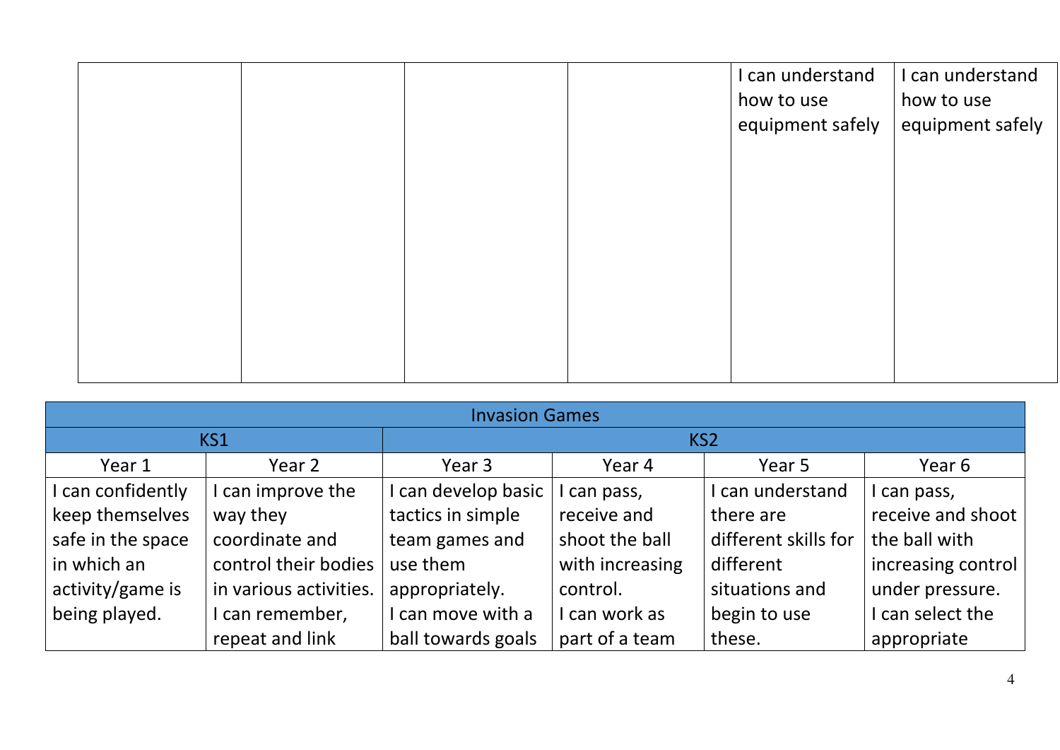| | | | | | |
|---|---|---|---|---|---|
| | | | | I can understand how to use equipment safely | I can understand how to use equipment safely |

| Invasion Games | | | | | |
|---|---|---|---|---|---|
| KS1 | | KS2 | | | |
| Year 1 | Year 2 | Year 3 | Year 4 | Year 5 | Year 6 |
| I can confidently keep themselves safe in the space in which an activity/game is being played. | I can improve the way they coordinate and control their bodies in various activities. I can remember, repeat and link | I can develop basic tactics in simple team games and use them appropriately. I can move with a ball towards goals | I can pass, receive and shoot the ball with increasing control. I can work as part of a team | I can understand there are different skills for different situations and begin to use these. | I can pass, receive and shoot the ball with increasing control under pressure. I can select the appropriate |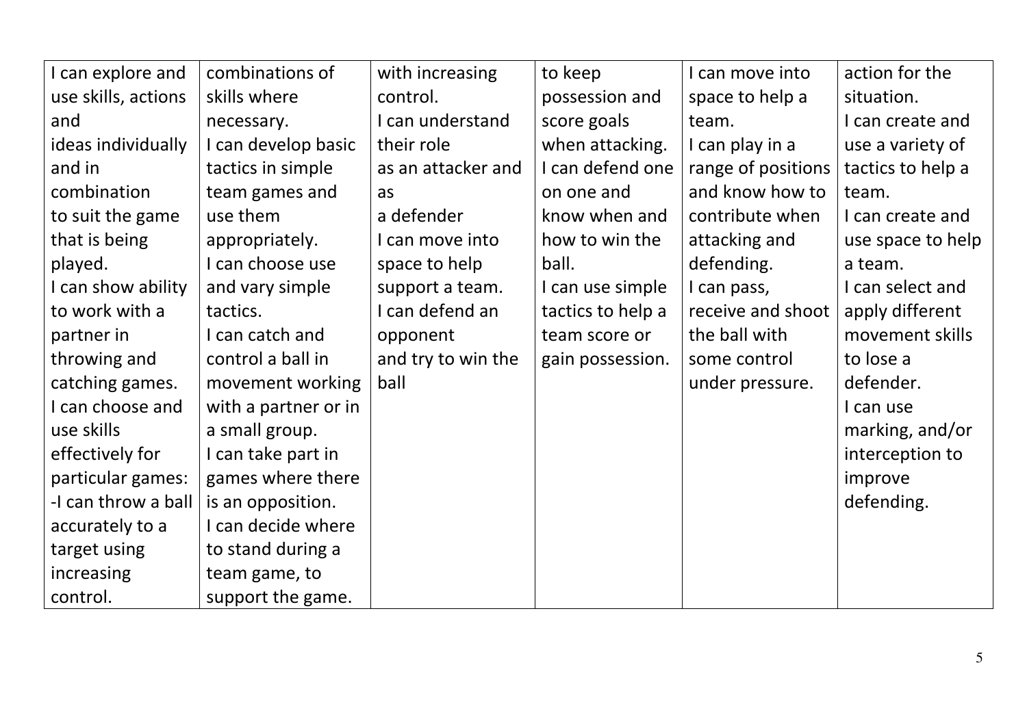| I can explore and use skills, actions and ideas individually and in combination to suit the game that is being played. I can show ability to work with a partner in throwing and catching games. I can choose and use skills effectively for particular games: -I can throw a ball accurately to a target using increasing control. | combinations of skills where necessary. I can develop basic tactics in simple team games and use them appropriately. I can choose use and vary simple tactics. I can catch and control a ball in movement working with a partner or in a small group. I can take part in games where there is an opposition. I can decide where to stand during a team game, to support the game. | with increasing control. I can understand their role as an attacker and as a defender I can move into space to help support a team. I can defend an opponent and try to win the ball | to keep possession and score goals when attacking. I can defend one on one and know when and how to win the ball. I can use simple tactics to help a team score or gain possession. | I can move into space to help a team. I can play in a range of positions and know how to contribute when attacking and defending. I can pass, receive and shoot the ball with some control under pressure. | action for the situation. I can create and use a variety of tactics to help a team. I can create and use space to help a team. I can select and apply different movement skills to lose a defender. I can use marking, and/or interception to improve defending. |
|---|---|---|---|---|---|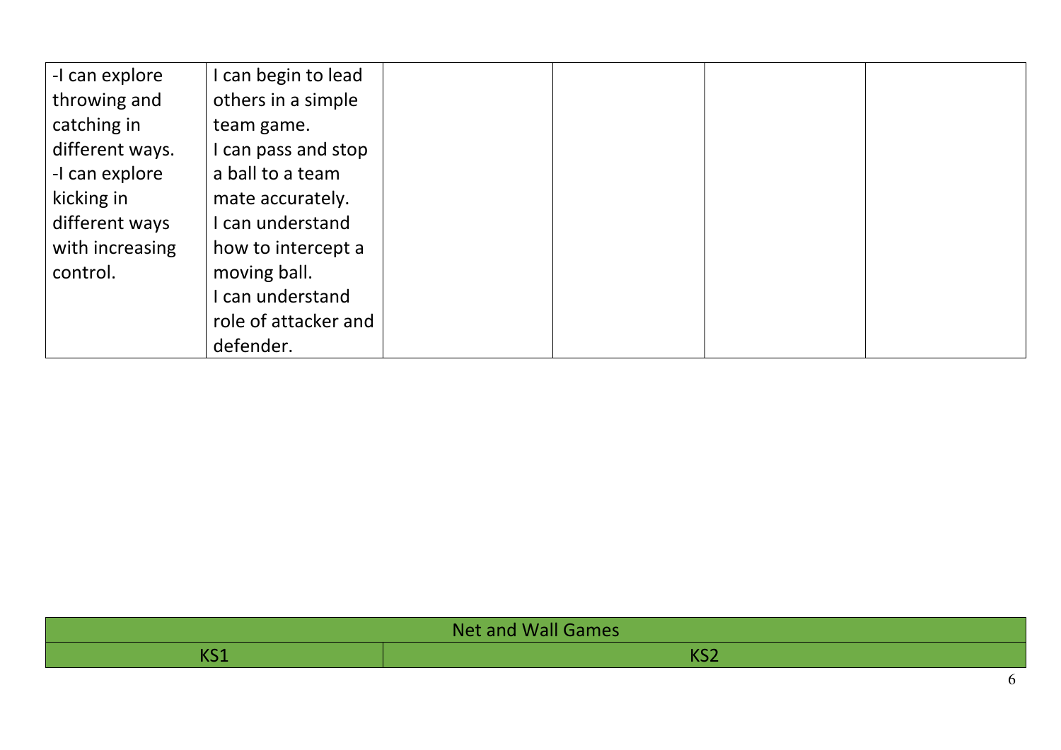| | | | | | |
|---|---|---|---|---|---|
| -I can explore throwing and catching in different ways.<br>-I can explore kicking in different ways with increasing control. | I can begin to lead others in a simple team game.<br>I can pass and stop a ball to a team mate accurately.<br>I can understand how to intercept a moving ball.<br>I can understand role of attacker and defender. | | | | |

| Net and Wall Games | |
|---|---|
| KS1 | KS2 |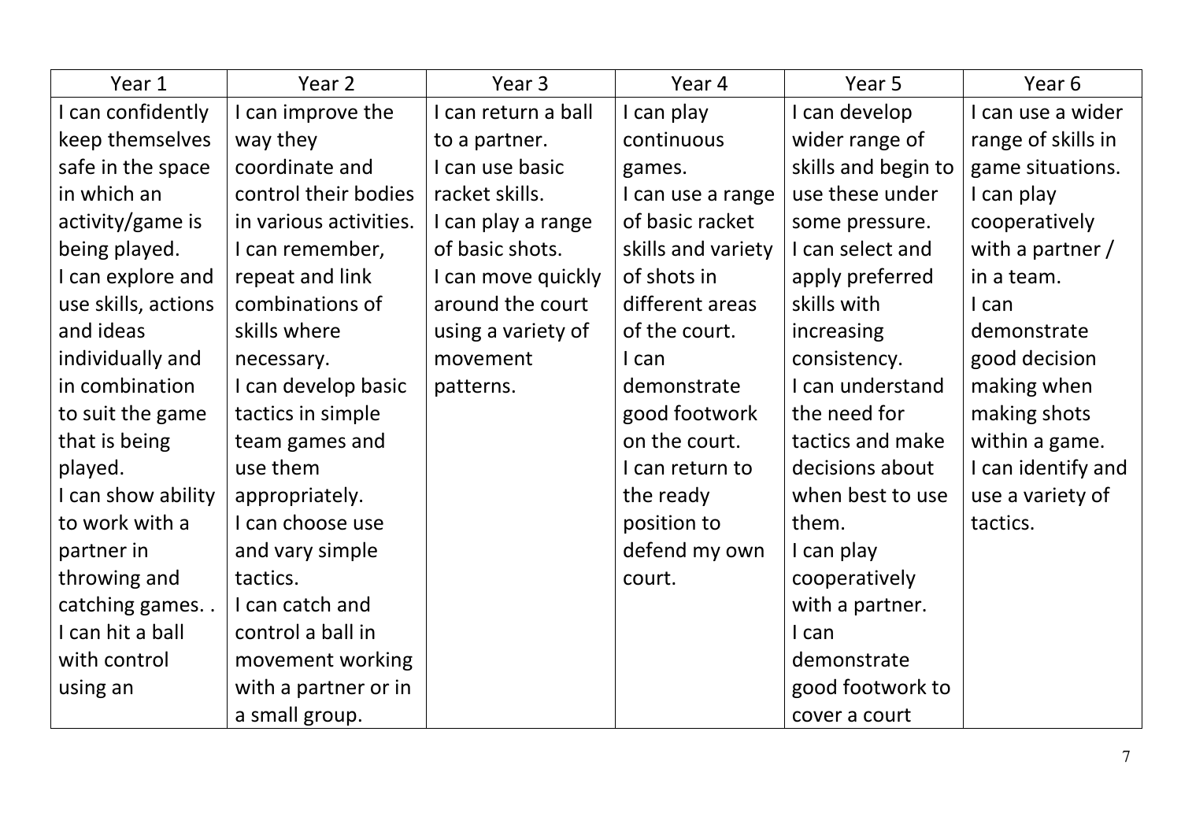| Year 1 | Year 2 | Year 3 | Year 4 | Year 5 | Year 6 |
| --- | --- | --- | --- | --- | --- |
| I can confidently keep themselves safe in the space in which an activity/game is being played. I can explore and use skills, actions and ideas individually and in combination to suit the game that is being played. I can show ability to work with a partner in throwing and catching games. . I can hit a ball with control using an | I can improve the way they coordinate and control their bodies in various activities. I can remember, repeat and link combinations of skills where necessary. I can develop basic tactics in simple team games and use them appropriately. I can choose use and vary simple tactics. I can catch and control a ball in movement working with a partner or in a small group. | I can return a ball to a partner. I can use basic racket skills. I can play a range of basic shots. I can move quickly around the court using a variety of movement patterns. | I can play continuous games. I can use a range of basic racket skills and variety of shots in different areas of the court. I can demonstrate good footwork on the court. I can return to the ready position to defend my own court. | I can develop wider range of skills and begin to use these under some pressure. I can select and apply preferred skills with increasing consistency. I can understand the need for tactics and make decisions about when best to use them. I can play cooperatively with a partner. I can demonstrate good footwork to cover a court | I can use a wider range of skills in game situations. I can play cooperatively with a partner / in a team. I can demonstrate good decision making when making shots within a game. I can identify and use a variety of tactics. |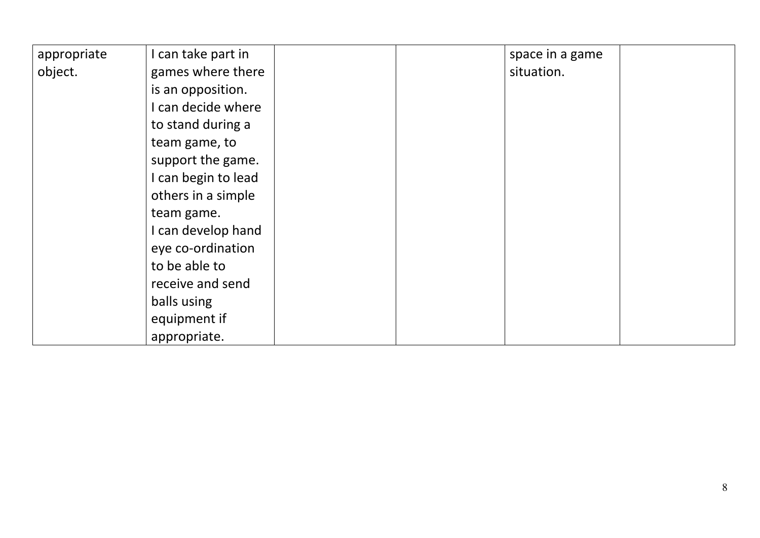| | | | | | |
|---|---|---|---|---|---|
| appropriate object. | I can take part in games where there is an opposition. I can decide where to stand during a team game, to support the game. I can begin to lead others in a simple team game. I can develop hand eye co-ordination to be able to receive and send balls using equipment if appropriate. | | | space in a game situation. | |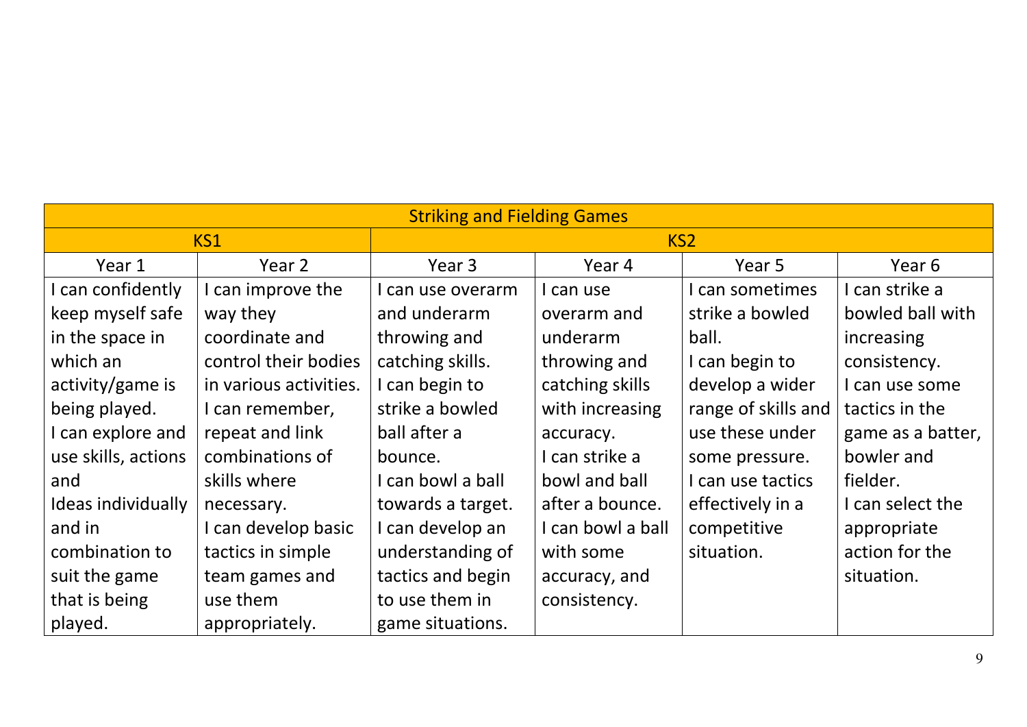| Striking and Fielding Games | | | | | |
|---|---|---|---|---|---|
| KS1 | | KS2 | | | |
| Year 1 | Year 2 | Year 3 | Year 4 | Year 5 | Year 6 |
| I can confidently keep myself safe in the space in which an activity/game is being played.<br>I can explore and use skills, actions and Ideas individually and in combination to suit the game that is being played. | I can improve the way they coordinate and control their bodies in various activities.<br>I can remember, repeat and link combinations of skills where necessary.<br>I can develop basic tactics in simple team games and use them appropriately. | I can use overarm and underarm throwing and catching skills.<br>I can begin to strike a bowled ball after a bounce.<br>I can bowl a ball towards a target.<br>I can develop an understanding of tactics and begin to use them in game situations. | I can use overarm and underarm throwing and catching skills with increasing accuracy.<br>I can strike a bowl and ball after a bounce.<br>I can bowl a ball with some accuracy, and consistency. | I can sometimes strike a bowled ball.<br>I can begin to develop a wider range of skills and use these under some pressure.<br>I can use tactics effectively in a competitive situation. | I can strike a bowled ball with increasing consistency.<br>I can use some tactics in the game as a batter, bowler and fielder.<br>I can select the appropriate action for the situation. |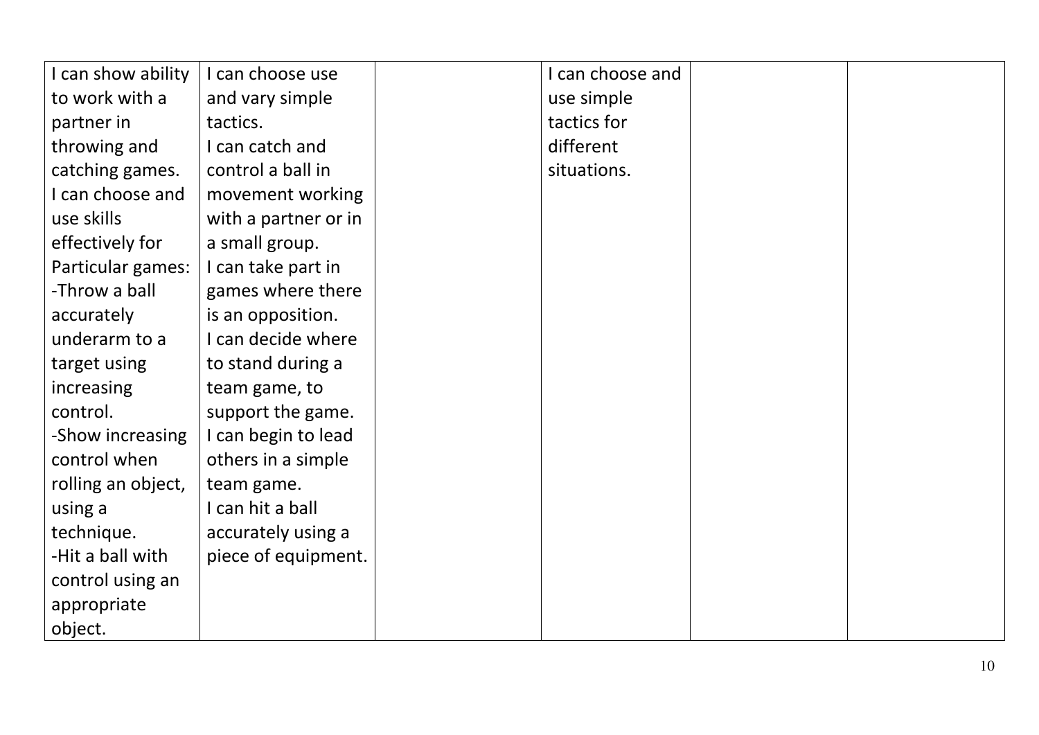| | | | | | |
|---|---|---|---|---|---|
| I can show ability to work with a partner in throwing and catching games.<br>I can choose and use skills effectively for Particular games:<br>-Throw a ball accurately underarm to a target using increasing control.<br>-Show increasing control when rolling an object, using a technique.<br>-Hit a ball with control using an appropriate object. | I can choose use and vary simple tactics.<br>I can catch and control a ball in movement working with a partner or in a small group.<br>I can take part in games where there is an opposition.<br>I can decide where to stand during a team game, to support the game.<br>I can begin to lead others in a simple team game.<br>I can hit a ball accurately using a piece of equipment. | | I can choose and use simple tactics for different situations. | | |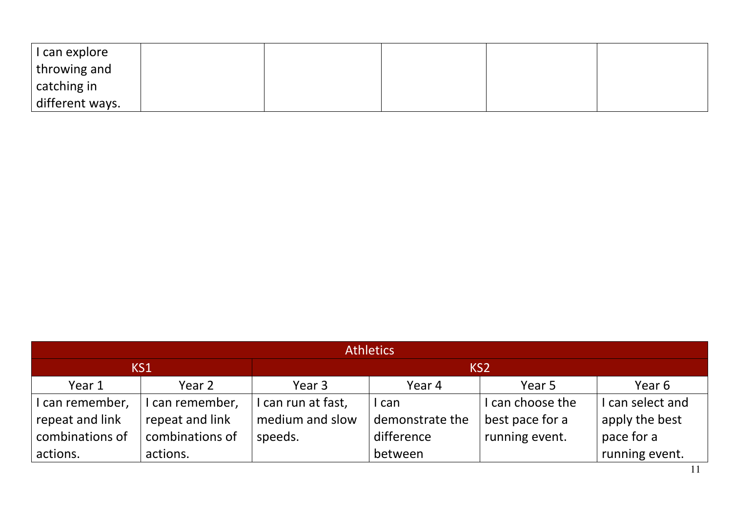| I can explore throwing and catching in different ways. | | | | | |
|---|---|---|---|---|---|

| Athletics | | | | | |
|---|---|---|---|---|---|
| KS1 | | KS2 | | | |
| Year 1 | Year 2 | Year 3 | Year 4 | Year 5 | Year 6 |
| I can remember, repeat and link combinations of actions. | I can remember, repeat and link combinations of actions. | I can run at fast, medium and slow speeds. | I can demonstrate the difference between | I can choose the best pace for a running event. | I can select and apply the best pace for a running event. |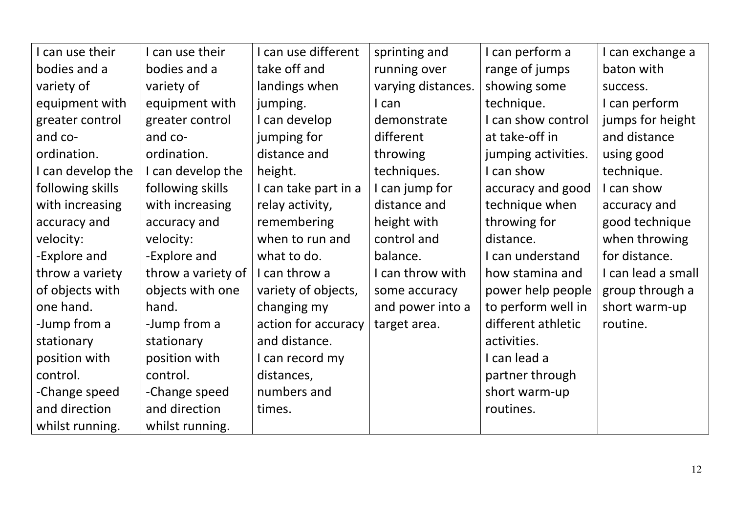| I can use their bodies and a variety of equipment with greater control and co-ordination.<br>I can develop the following skills with increasing accuracy and velocity:<br>-Explore and throw a variety of objects with one hand.<br>-Jump from a stationary position with control.<br>-Change speed and direction whilst running. | I can use their bodies and a variety of equipment with greater control and co-ordination.<br>I can develop the following skills with increasing accuracy and velocity:<br>-Explore and throw a variety of objects with one hand.<br>-Jump from a stationary position with control.<br>-Change speed and direction whilst running. | I can use different take off and landings when jumping.<br>I can develop jumping for distance and height.<br>I can take part in a relay activity, remembering when to run and what to do.<br>I can throw a variety of objects, changing my action for accuracy and distance.<br>I can record my distances, numbers and times. | sprinting and running over varying distances.<br>I can demonstrate different throwing techniques.<br>I can jump for distance and height with control and balance.<br>I can throw with some accuracy and power into a target area. | I can perform a range of jumps showing some technique.<br>I can show control at take-off in jumping activities.<br>I can show accuracy and good technique when throwing for distance.<br>I can understand how stamina and power help people to perform well in different athletic activities.<br>I can lead a partner through short warm-up routines. | I can exchange a baton with success.<br>I can perform jumps for height and distance using good technique.<br>I can show accuracy and good technique when throwing for distance.<br>I can lead a small group through a short warm-up routine. |
|---|---|---|---|---|---|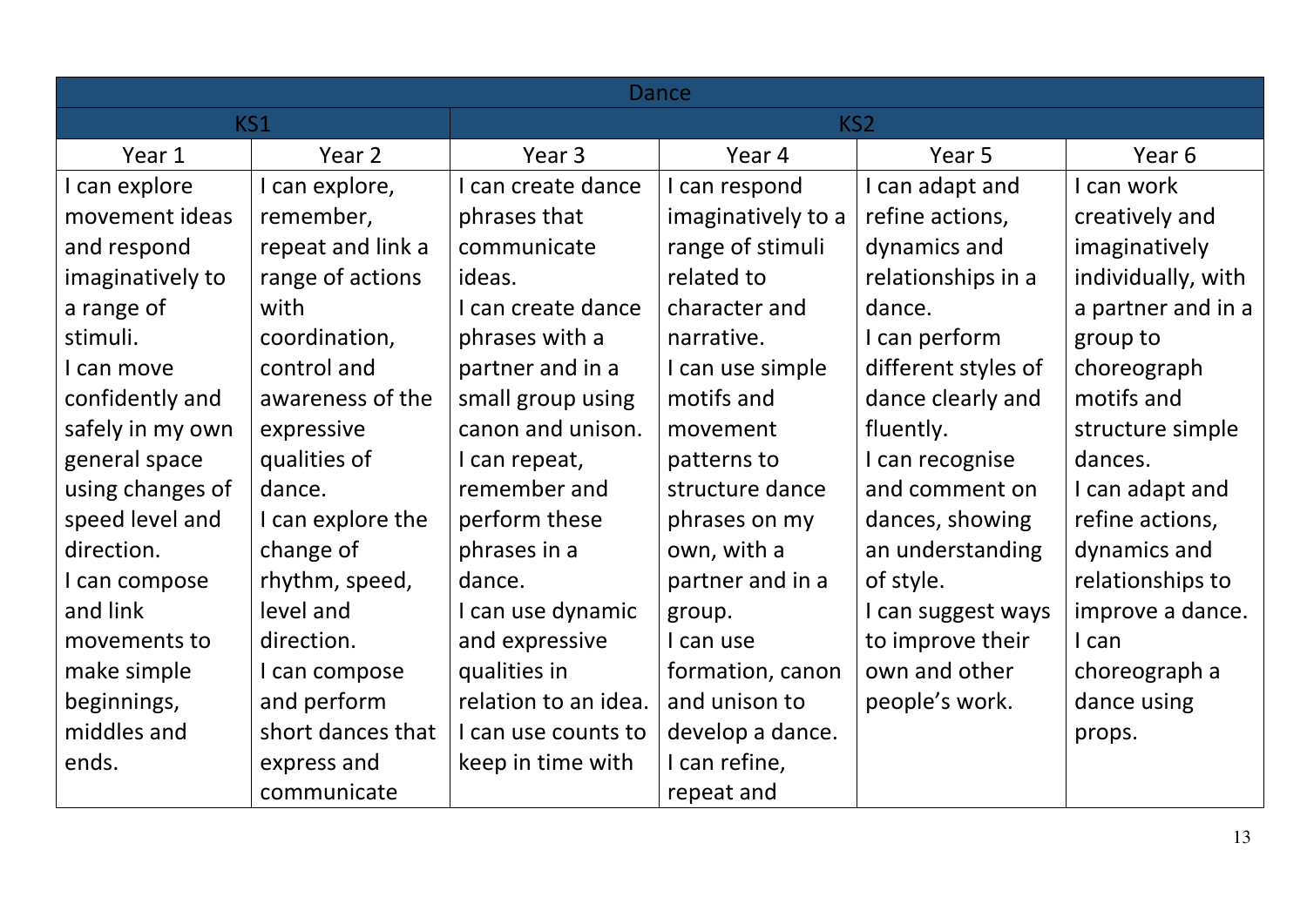| Dance | | | | | |
|---|---|---|---|---|---|
| KS1 | | KS2 | | | |
| Year 1 | Year 2 | Year 3 | Year 4 | Year 5 | Year 6 |
| I can explore movement ideas and respond imaginatively to a range of stimuli. I can move confidently and safely in my own general space using changes of speed level and direction. I can compose and link movements to make simple beginnings, middles and ends. | I can explore, remember, repeat and link a range of actions with coordination, control and awareness of the expressive qualities of dance. I can explore the change of rhythm, speed, level and direction. I can compose and perform short dances that express and communicate | I can create dance phrases that communicate ideas. I can create dance phrases with a partner and in a small group using canon and unison. I can repeat, remember and perform these phrases in a dance. I can use dynamic and expressive qualities in relation to an idea. I can use counts to keep in time with | I can respond imaginatively to a range of stimuli related to character and narrative. I can use simple motifs and movement patterns to structure dance phrases on my own, with a partner and in a group. I can use formation, canon and unison to develop a dance. I can refine, repeat and | I can adapt and refine actions, dynamics and relationships in a dance. I can perform different styles of dance clearly and fluently. I can recognise and comment on dances, showing an understanding of style. I can suggest ways to improve their own and other people's work. | I can work creatively and imaginatively individually, with a partner and in a group to choreograph motifs and structure simple dances. I can adapt and refine actions, dynamics and relationships to improve a dance. I can choreograph a dance using props. |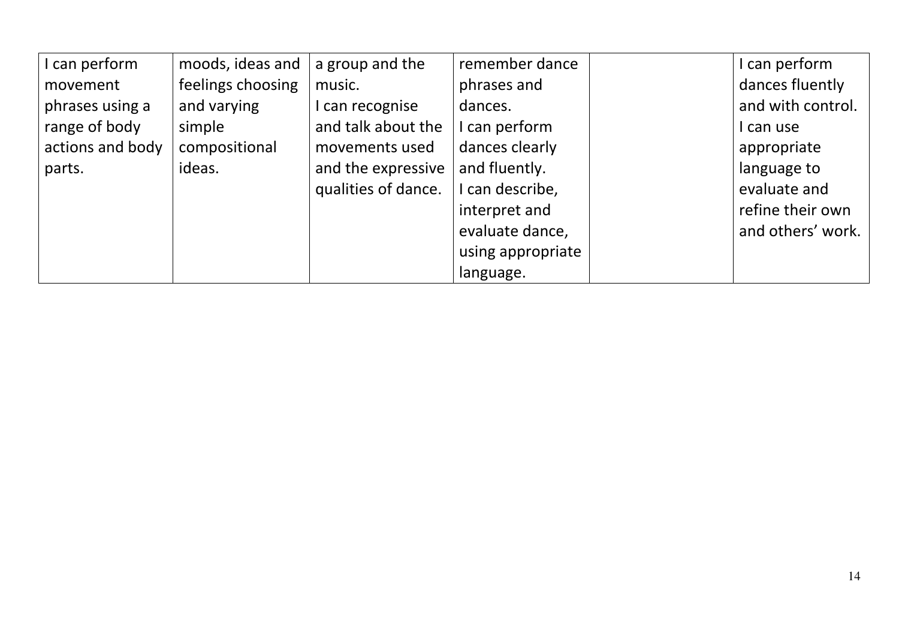| | | | | | |
|---|---|---|---|---|---|
| I can perform movement phrases using a range of body actions and body parts. | moods, ideas and feelings choosing and varying simple compositional ideas. | a group and the music.<br>I can recognise and talk about the movements used and the expressive qualities of dance. | remember dance phrases and dances.<br>I can perform dances clearly and fluently.<br>I can describe, interpret and evaluate dance, using appropriate language. | | I can perform dances fluently and with control.<br>I can use appropriate language to evaluate and refine their own and others' work. |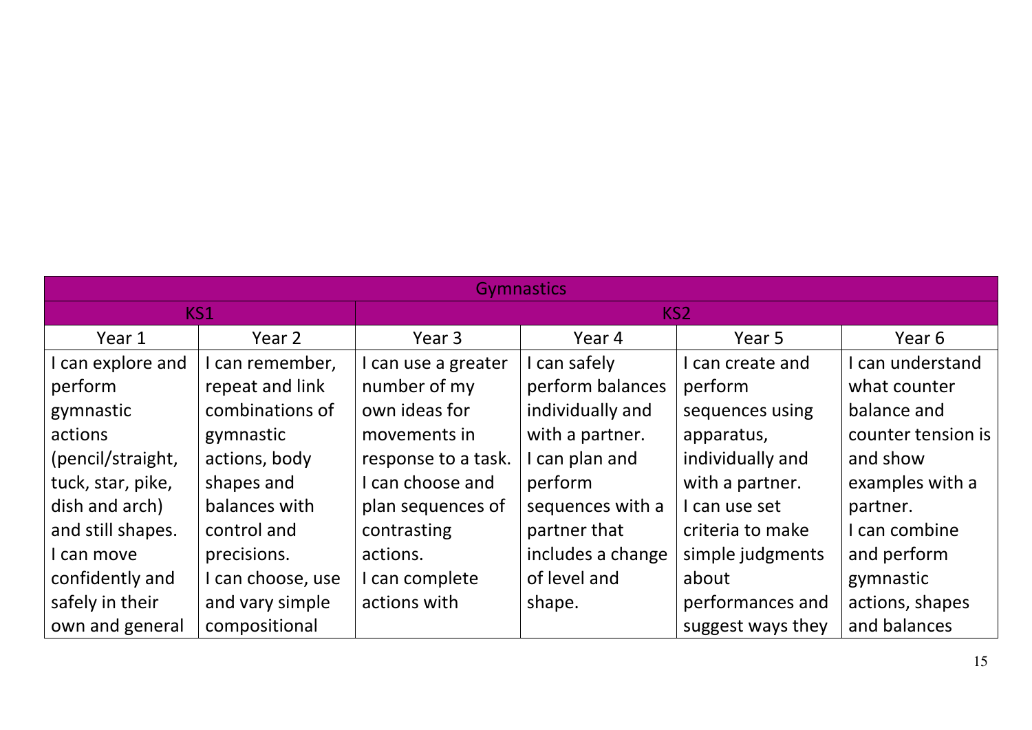| Gymnastics | | | | | |
|---|---|---|---|---|---|
| KS1 | | KS2 | | | |
| Year 1 | Year 2 | Year 3 | Year 4 | Year 5 | Year 6 |
| I can explore and perform gymnastic actions (pencil/straight, tuck, star, pike, dish and arch) and still shapes. I can move confidently and safely in their own and general | I can remember, repeat and link combinations of gymnastic actions, body shapes and balances with control and precisions. I can choose, use and vary simple compositional | I can use a greater number of my own ideas for movements in response to a task. I can choose and plan sequences of contrasting actions. I can complete actions with | I can safely perform balances individually and with a partner. I can plan and perform sequences with a partner that includes a change of level and shape. | I can create and perform sequences using apparatus, individually and with a partner. I can use set criteria to make simple judgments about performances and suggest ways they | I can understand what counter balance and counter tension is and show examples with a partner. I can combine and perform gymnastic actions, shapes and balances |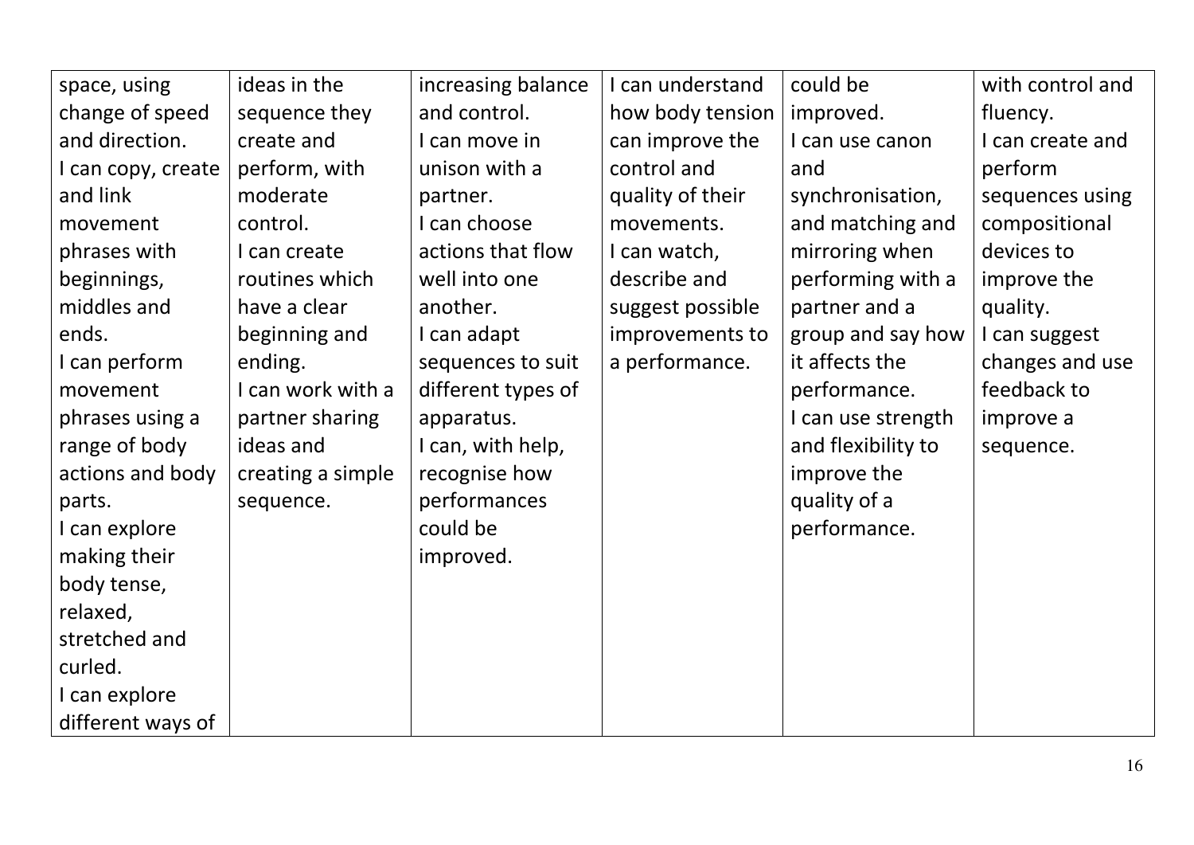| | | | | | |
|---|---|---|---|---|---|
| space, using change of speed and direction. I can copy, create and link movement phrases with beginnings, middles and ends. I can perform movement phrases using a range of body actions and body parts. I can explore making their body tense, relaxed, stretched and curled. I can explore different ways of | ideas in the sequence they create and perform, with moderate control. I can create routines which have a clear beginning and ending. I can work with a partner sharing ideas and creating a simple sequence. | increasing balance and control. I can move in unison with a partner. I can choose actions that flow well into one another. I can adapt sequences to suit different types of apparatus. I can, with help, recognise how performances could be improved. | I can understand how body tension can improve the control and quality of their movements. I can watch, describe and suggest possible improvements to a performance. | could be improved. I can use canon and synchronisation, and matching and mirroring when performing with a partner and a group and say how it affects the performance. I can use strength and flexibility to improve the quality of a performance. | with control and fluency. I can create and perform sequences using compositional devices to improve the quality. I can suggest changes and use feedback to improve a sequence. |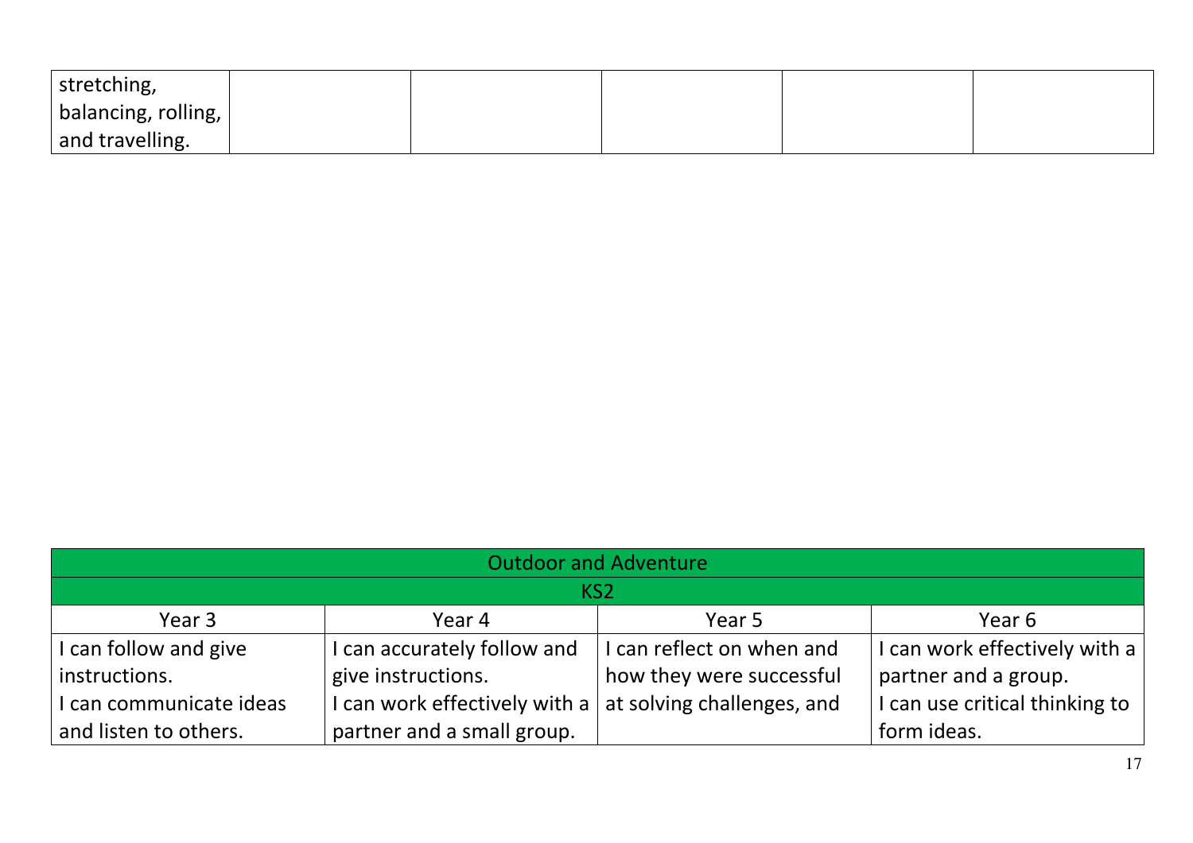| stretching, balancing, rolling, and travelling. | | | | | |
|---|---|---|---|---|---|

| Outdoor and Adventure | | | |
|---|---|---|---|
| KS2 | | | |
| Year 3 | Year 4 | Year 5 | Year 6 |
| I can follow and give instructions.<br>I can communicate ideas and listen to others. | I can accurately follow and give instructions.<br>I can work effectively with a partner and a small group. | I can reflect on when and how they were successful at solving challenges, and | I can work effectively with a partner and a group.<br>I can use critical thinking to form ideas. |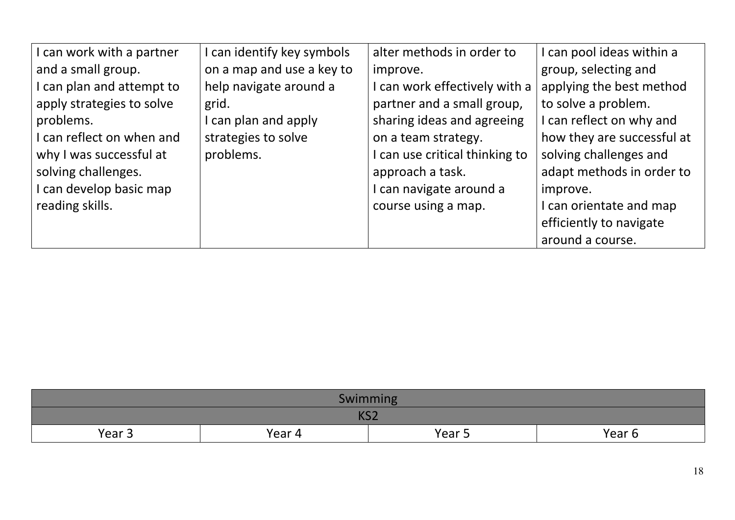| | | | |
|---|---|---|---|
| I can work with a partner and a small group.<br>I can plan and attempt to apply strategies to solve problems.<br>I can reflect on when and why I was successful at solving challenges.<br>I can develop basic map reading skills. | I can identify key symbols on a map and use a key to help navigate around a grid.<br>I can plan and apply strategies to solve problems. | alter methods in order to improve.<br>I can work effectively with a partner and a small group, sharing ideas and agreeing on a team strategy.<br>I can use critical thinking to approach a task.<br>I can navigate around a course using a map. | I can pool ideas within a group, selecting and applying the best method to solve a problem.<br>I can reflect on why and how they are successful at solving challenges and adapt methods in order to improve.<br>I can orientate and map efficiently to navigate around a course. |

| Swimming | | | |
|---|---|---|---|
| KS2 | | | |
| Year 3 | Year 4 | Year 5 | Year 6 |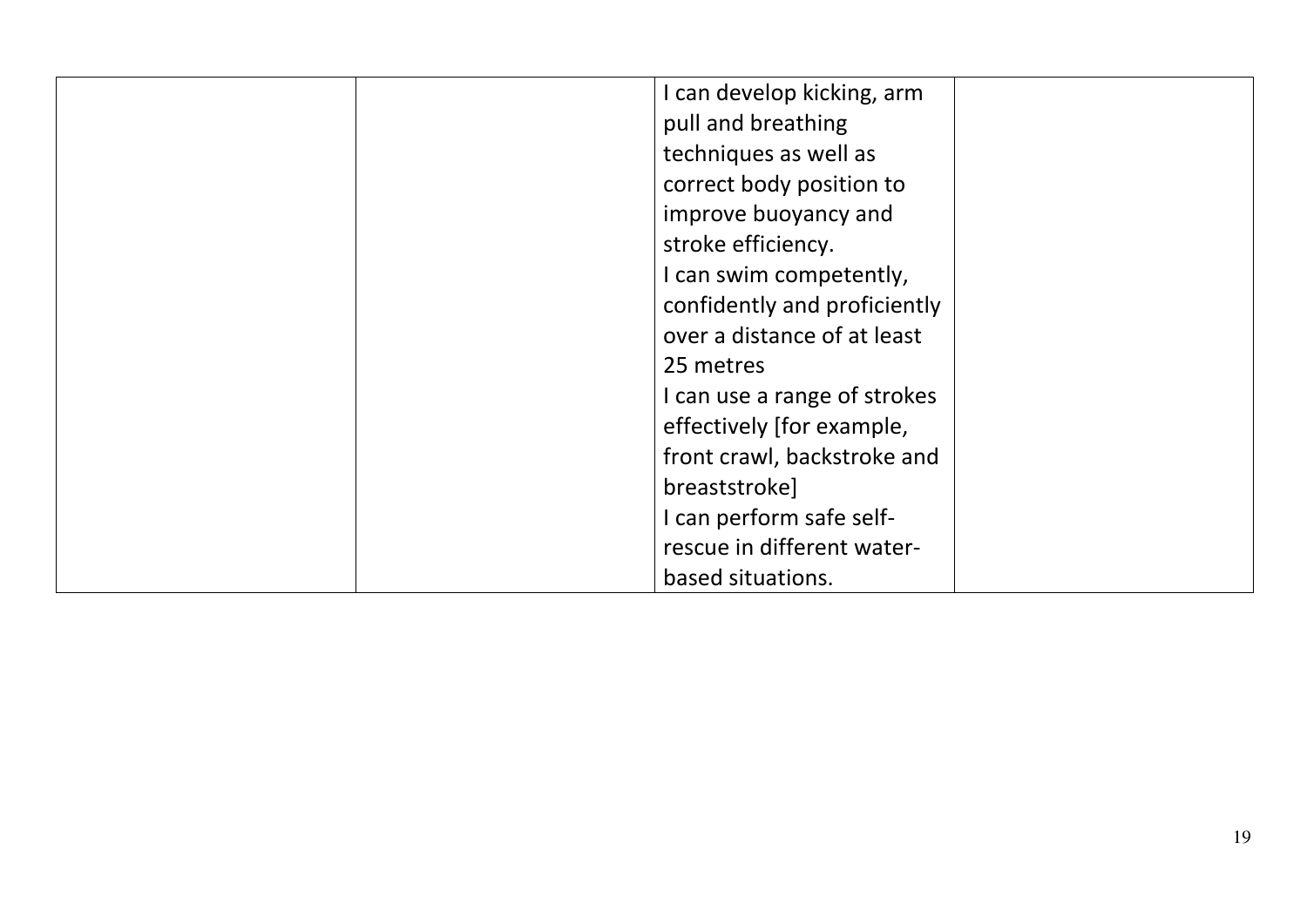| | | | |
|---|---|---|---|
| | | I can develop kicking, arm pull and breathing techniques as well as correct body position to improve buoyancy and stroke efficiency.<br>I can swim competently, confidently and proficiently over a distance of at least 25 metres<br>I can use a range of strokes effectively [for example, front crawl, backstroke and breaststroke]<br>I can perform safe self-rescue in different water-based situations. | |